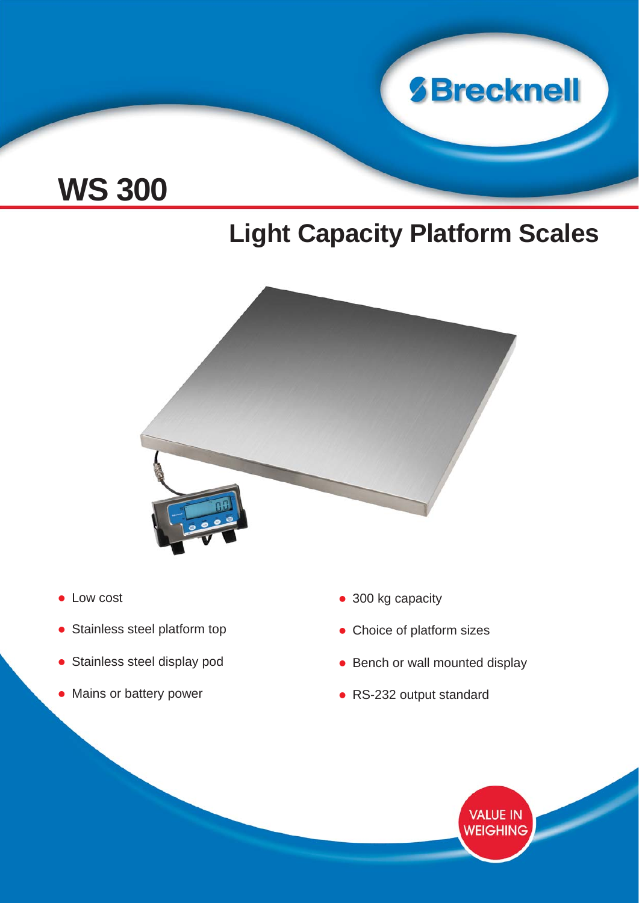Brecknell

# WS 300

## Light Capacity Platform Scales

- Low cost
- Stainless steel platform top
- Stainless steel display pod
- Mains or battery power
- 300 kg capacity
- Choice of platform sizes
- Bench or wall mounted display
- RS-232 output standard

VALUE IN WEIGHING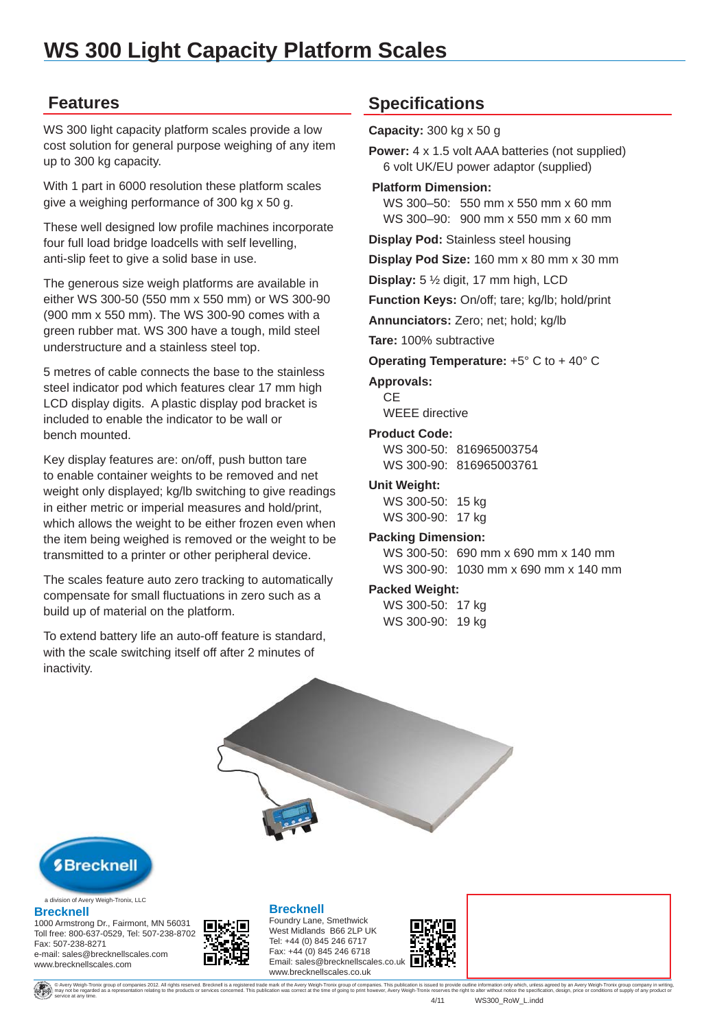# WS 300 Light Capacity Platform Scales

## Features

WS 300 light capacity platform scales provide a low cost solution for general purpose weighing of any item up to 300 kg capacity.

With 1 part in 6000 resolution these platform scales give a weighing performance of 300 kg x 50 g.

These well designed low profile machines incorporate four full load bridge loadcells with self levelling, anti-slip feet to give a solid base in use.

The generous size weigh platforms are available in either WS 300-50 (550 mm x 550 mm) or WS 300-90 (900 mm x 550 mm). The WS 300-90 comes with a green rubber mat. WS 300 have a tough, mild steel understructure and a stainless steel top.

5 metres of cable connects the base to the stainless steel indicator pod which features clear 17 mm high LCD display digits. A plastic display pod bracket is included to enable the indicator to be wall or bench mounted.

Key display features are: on/off, push button tare to enable container weights to be removed and net weight only displayed; kg/lb switching to give readings in either metric or imperial measures and hold/print, which allows the weight to be either frozen even when the item being weighed is removed or the weight to be transmitted to a printer or other peripheral device.

The scales feature auto zero tracking to automatically compensate for small fluctuations in zero such as a build up of material on the platform.

To extend battery life an auto-off feature is standard, with the scale switching itself off after 2 minutes of inactivity.

## Specifications

**Capacity:** 300 kg x 50 g

**Power:** 4 x 1.5 volt AAA batteries (not supplied)
6 volt UK/EU power adaptor (supplied)

**Platform Dimension:**
WS 300–50: 550 mm x 550 mm x 60 mm
WS 300–90: 900 mm x 550 mm x 60 mm

**Display Pod:** Stainless steel housing

**Display Pod Size:** 160 mm x 80 mm x 30 mm

**Display:** 5 ½ digit, 17 mm high, LCD

**Function Keys:** On/off; tare; kg/lb; hold/print

**Annunciators:** Zero; net; hold; kg/lb

**Tare:** 100% subtractive

**Operating Temperature:** +5° C to + 40° C

**Approvals:**
CE
WEEE directive

**Product Code:**
WS 300-50: 816965003754
WS 300-90: 816965003761

**Unit Weight:**
WS 300-50: 15 kg
WS 300-90: 17 kg

**Packing Dimension:**
WS 300-50: 690 mm x 690 mm x 140 mm
WS 300-90: 1030 mm x 690 mm x 140 mm

**Packed Weight:**
WS 300-50: 17 kg
WS 300-90: 19 kg

Brecknell

a division of Avery Weigh-Tronix, LLC

**Brecknell**
1000 Armstrong Dr., Fairmont, MN 56031
Toll free: 800-637-0529, Tel: 507-238-8702
Fax: 507-238-8271
e-mail: sales@brecknellscales.com
www.brecknellscales.com

**Brecknell**
Foundry Lane, Smethwick
West Midlands B66 2LP UK
Tel: +44 (0) 845 246 6717
Fax: +44 (0) 845 246 6718
Email: sales@brecknellscales.co.uk
www.brecknellscales.co.uk

© Avery Weigh-Tronix group of companies 2012. All rights reserved. Brecknell is a registered trade mark of the Avery Weigh-Tronix group of companies. This publication is issued to provide outline information only which, unless agreed by an Avery Weigh-Tronix group company in writing, may not be regarded as a representation relating to the products or services concerned. This publication was correct at the time of going to print however, Avery Weigh-Tronix reserves the right to alter without notice the specification, design, price or conditions of supply of any product or service at any time.

4/11 WS300_RoW_L.indd